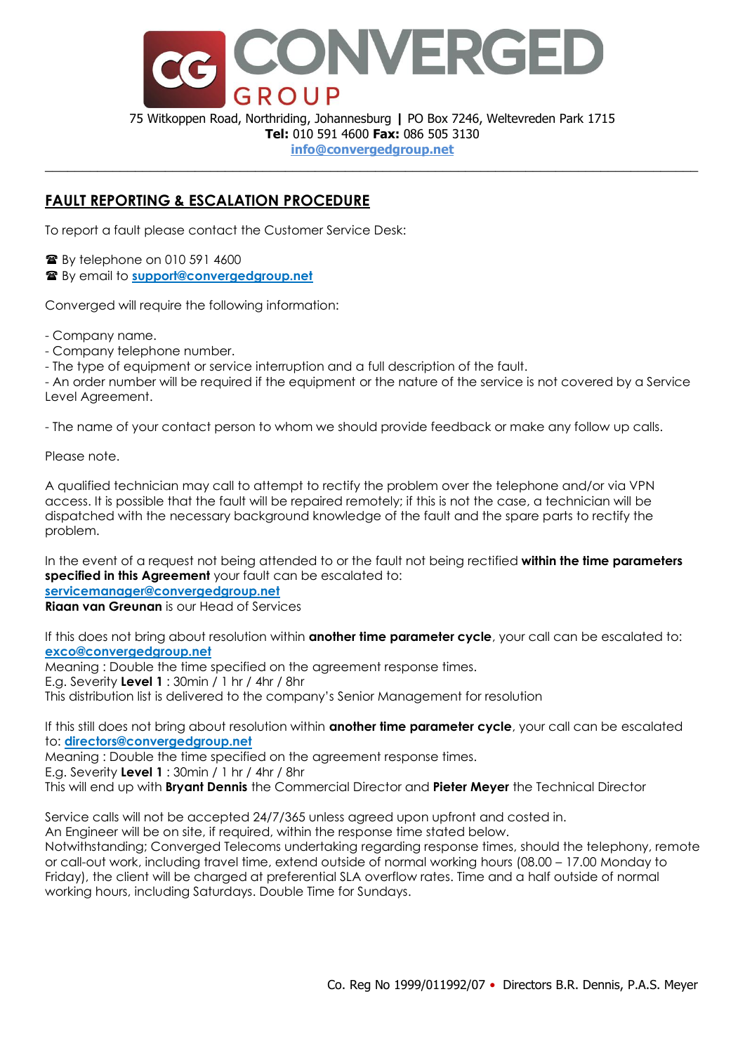# CONVERGED GROUP

75 Witkoppen Road, Northriding, Johannesburg **|** PO Box 7246, Weltevreden Park 1715
**Tel:** 010 591 4600 **Fax:** 086 505 3130
info@convergedgroup.net

---

## FAULT REPORTING & ESCALATION PROCEDURE

To report a fault please contact the Customer Service Desk:

☎ By telephone on 010 591 4600
☎ By email to **support@convergedgroup.net**

Converged will require the following information:

- Company name.
- Company telephone number.
- The type of equipment or service interruption and a full description of the fault.
- An order number will be required if the equipment or the nature of the service is not covered by a Service Level Agreement.

- The name of your contact person to whom we should provide feedback or make any follow up calls.

Please note.

A qualified technician may call to attempt to rectify the problem over the telephone and/or via VPN access. It is possible that the fault will be repaired remotely; if this is not the case, a technician will be dispatched with the necessary background knowledge of the fault and the spare parts to rectify the problem.

In the event of a request not being attended to or the fault not being rectified **within the time parameters specified in this Agreement** your fault can be escalated to:
**servicemanager@convergedgroup.net**
**Riaan van Greunan** is our Head of Services

If this does not bring about resolution within **another time parameter cycle**, your call can be escalated to: **exco@convergedgroup.net**
Meaning : Double the time specified on the agreement response times.
E.g. Severity **Level 1** : 30min / 1 hr / 4hr / 8hr
This distribution list is delivered to the company's Senior Management for resolution

If this still does not bring about resolution within **another time parameter cycle**, your call can be escalated to: **directors@convergedgroup.net**
Meaning : Double the time specified on the agreement response times.
E.g. Severity **Level 1** : 30min / 1 hr / 4hr / 8hr
This will end up with **Bryant Dennis** the Commercial Director and **Pieter Meyer** the Technical Director

Service calls will not be accepted 24/7/365 unless agreed upon upfront and costed in.
An Engineer will be on site, if required, within the response time stated below.
Notwithstanding; Converged Telecoms undertaking regarding response times, should the telephony, remote or call-out work, including travel time, extend outside of normal working hours (08.00 – 17.00 Monday to Friday), the client will be charged at preferential SLA overflow rates. Time and a half outside of normal working hours, including Saturdays. Double Time for Sundays.

Co. Reg No 1999/011992/07 • Directors B.R. Dennis, P.A.S. Meyer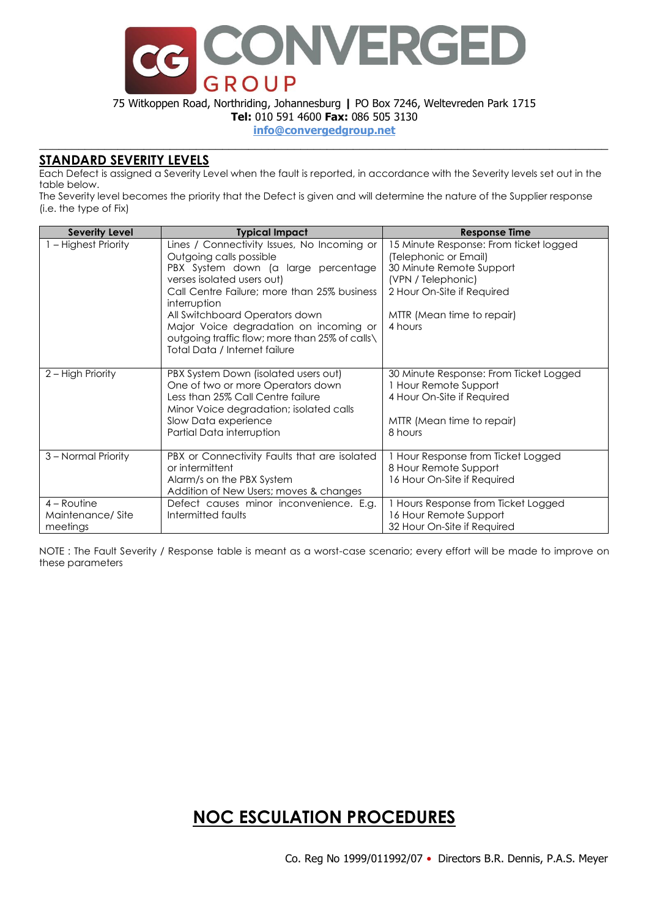## STANDARD SEVERITY LEVELS

Each Defect is assigned a Severity Level when the fault is reported, in accordance with the Severity levels set out in the table below.
The Severity level becomes the priority that the Defect is given and will determine the nature of the Supplier response (i.e. the type of Fix)

| Severity Level | Typical Impact | Response Time |
|---|---|---|
| 1 – Highest Priority | Lines / Connectivity Issues, No Incoming or Outgoing calls possible<br>PBX System down (a large percentage verses isolated users out)<br>Call Centre Failure; more than 25% business interruption<br>All Switchboard Operators down<br>Major Voice degradation on incoming or outgoing traffic flow; more than 25% of calls\<br>Total Data / Internet failure | 15 Minute Response: From ticket logged (Telephonic or Email)<br>30 Minute Remote Support (VPN / Telephonic)<br>2 Hour On-Site if Required<br><br>MTTR (Mean time to repair)<br>4 hours |
| 2 – High Priority | PBX System Down (isolated users out)<br>One of two or more Operators down<br>Less than 25% Call Centre failure<br>Minor Voice degradation; isolated calls<br>Slow Data experience<br>Partial Data interruption | 30 Minute Response: From Ticket Logged<br>1 Hour Remote Support<br>4 Hour On-Site if Required<br><br>MTTR (Mean time to repair)<br>8 hours |
| 3 – Normal Priority | PBX or Connectivity Faults that are isolated or intermittent<br>Alarm/s on the PBX System<br>Addition of New Users; moves & changes | 1 Hour Response from Ticket Logged<br>8 Hour Remote Support<br>16 Hour On-Site if Required |
| 4 – Routine Maintenance/ Site meetings | Defect causes minor inconvenience. E.g. Intermitted faults | 1 Hours Response from Ticket Logged<br>16 Hour Remote Support<br>32 Hour On-Site if Required |

NOTE : The Fault Severity / Response table is meant as a worst-case scenario; every effort will be made to improve on these parameters

## NOC ESCULATION PROCEDURES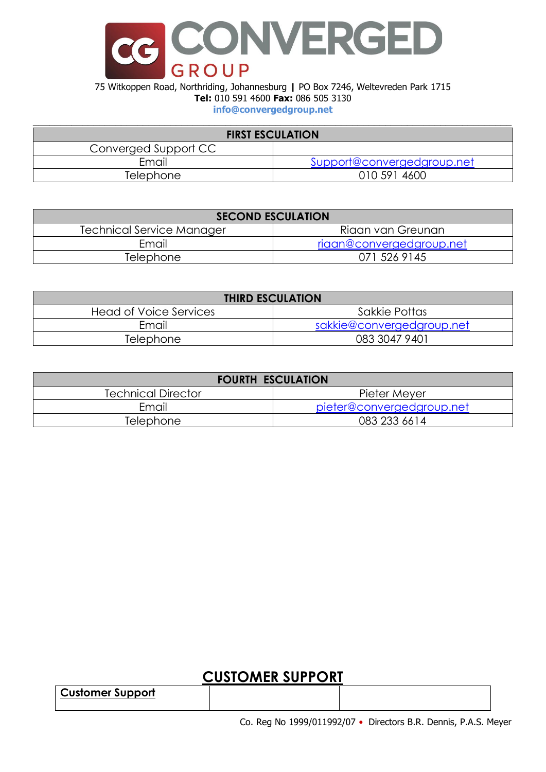# CONVERGED GROUP

75 Witkoppen Road, Northriding, Johannesburg **|** PO Box 7246, Weltevreden Park 1715
**Tel:** 010 591 4600 **Fax:** 086 505 3130
**info@convergedgroup.net**

| FIRST ESCULATION | |
|---|---|
| Converged Support CC | |
| Email | Support@convergedgroup.net |
| Telephone | 010 591 4600 |

| SECOND ESCULATION | |
|---|---|
| Technical Service Manager | Riaan van Greunan |
| Email | riaan@convergedgroup.net |
| Telephone | 071 526 9145 |

| THIRD ESCULATION | |
|---|---|
| Head of Voice Services | Sakkie Pottas |
| Email | sakkie@convergedgroup.net |
| Telephone | 083 3047 9401 |

| FOURTH ESCULATION | |
|---|---|
| Technical Director | Pieter Meyer |
| Email | pieter@convergedgroup.net |
| Telephone | 083 233 6614 |

## CUSTOMER SUPPORT

| Customer Support | | |
|---|---|---|

Co. Reg No 1999/011992/07 • Directors B.R. Dennis, P.A.S. Meyer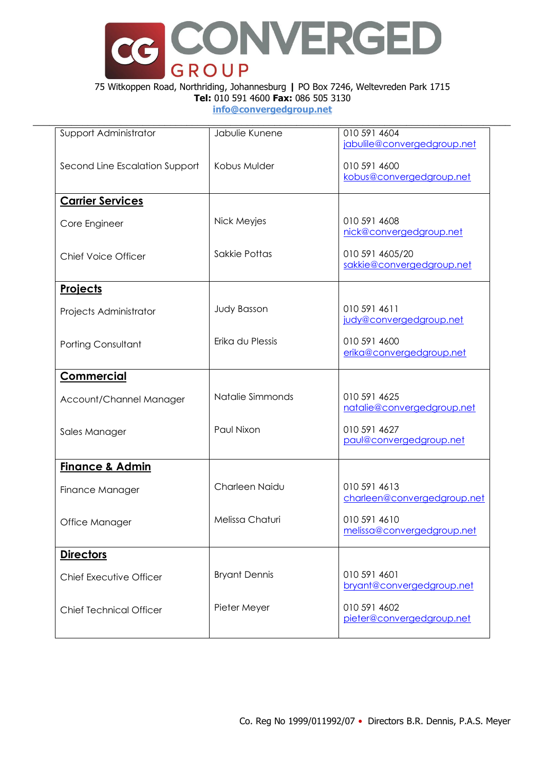# CONVERGED GROUP

75 Witkoppen Road, Northriding, Johannesburg **|** PO Box 7246, Weltevreden Park 1715
**Tel:** 010 591 4600 **Fax:** 086 505 3130
**info@convergedgroup.net**

| | | |
|---|---|---|
| Support Administrator | Jabulie Kunene | 010 591 4604<br>jabulile@convergedgroup.net |
| Second Line Escalation Support | Kobus Mulder | 010 591 4600<br>kobus@convergedgroup.net |
| **Carrier Services** | | |
| Core Engineer | Nick Meyjes | 010 591 4608<br>nick@convergedgroup.net |
| Chief Voice Officer | Sakkie Pottas | 010 591 4605/20<br>sakkie@convergedgroup.net |
| **Projects** | | |
| Projects Administrator | Judy Basson | 010 591 4611<br>judy@convergedgroup.net |
| Porting Consultant | Erika du Plessis | 010 591 4600<br>erika@convergedgroup.net |
| **Commercial** | | |
| Account/Channel Manager | Natalie Simmonds | 010 591 4625<br>natalie@convergedgroup.net |
| Sales Manager | Paul Nixon | 010 591 4627<br>paul@convergedgroup.net |
| **Finance & Admin** | | |
| Finance Manager | Charleen Naidu | 010 591 4613<br>charleen@convergedgroup.net |
| Office Manager | Melissa Chaturi | 010 591 4610<br>melissa@convergedgroup.net |
| **Directors** | | |
| Chief Executive Officer | Bryant Dennis | 010 591 4601<br>bryant@convergedgroup.net |
| Chief Technical Officer | Pieter Meyer | 010 591 4602<br>pieter@convergedgroup.net |

Co. Reg No 1999/011992/07 • Directors B.R. Dennis, P.A.S. Meyer